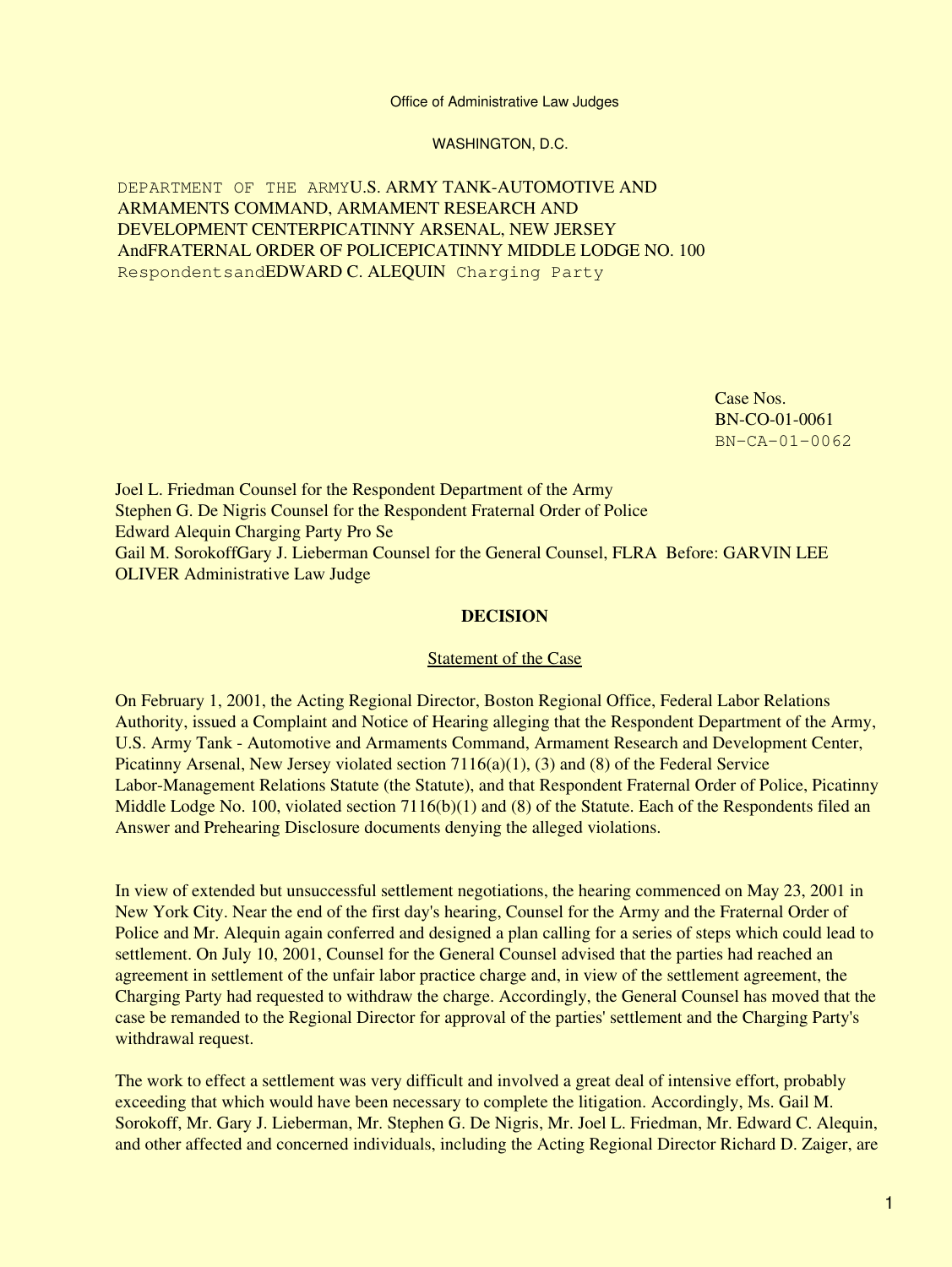Office of Administrative Law Judges

WASHINGTON, D.C.

DEPARTMENT OF THE ARMYU.S. ARMY TANK-AUTOMOTIVE AND ARMAMENTS COMMAND, ARMAMENT RESEARCH AND DEVELOPMENT CENTERPICATINNY ARSENAL, NEW JERSEY AndFRATERNAL ORDER OF POLICEPICATINNY MIDDLE LODGE NO. 100 RespondentsandEDWARD C. ALEQUIN Charging Party

Case Nos.
BN-CO-01-0061
BN-CA-01-0062

Joel L. Friedman Counsel for the Respondent Department of the Army
Stephen G. De Nigris Counsel for the Respondent Fraternal Order of Police
Edward Alequin Charging Party Pro Se
Gail M. SorokoffGary J. Lieberman Counsel for the General Counsel, FLRA Before: GARVIN LEE OLIVER Administrative Law Judge

## DECISION

### Statement of the Case

On February 1, 2001, the Acting Regional Director, Boston Regional Office, Federal Labor Relations Authority, issued a Complaint and Notice of Hearing alleging that the Respondent Department of the Army, U.S. Army Tank - Automotive and Armaments Command, Armament Research and Development Center, Picatinny Arsenal, New Jersey violated section 7116(a)(1), (3) and (8) of the Federal Service Labor-Management Relations Statute (the Statute), and that Respondent Fraternal Order of Police, Picatinny Middle Lodge No. 100, violated section 7116(b)(1) and (8) of the Statute. Each of the Respondents filed an Answer and Prehearing Disclosure documents denying the alleged violations.

In view of extended but unsuccessful settlement negotiations, the hearing commenced on May 23, 2001 in New York City. Near the end of the first day's hearing, Counsel for the Army and the Fraternal Order of Police and Mr. Alequin again conferred and designed a plan calling for a series of steps which could lead to settlement. On July 10, 2001, Counsel for the General Counsel advised that the parties had reached an agreement in settlement of the unfair labor practice charge and, in view of the settlement agreement, the Charging Party had requested to withdraw the charge. Accordingly, the General Counsel has moved that the case be remanded to the Regional Director for approval of the parties' settlement and the Charging Party's withdrawal request.

The work to effect a settlement was very difficult and involved a great deal of intensive effort, probably exceeding that which would have been necessary to complete the litigation. Accordingly, Ms. Gail M. Sorokoff, Mr. Gary J. Lieberman, Mr. Stephen G. De Nigris, Mr. Joel L. Friedman, Mr. Edward C. Alequin, and other affected and concerned individuals, including the Acting Regional Director Richard D. Zaiger, are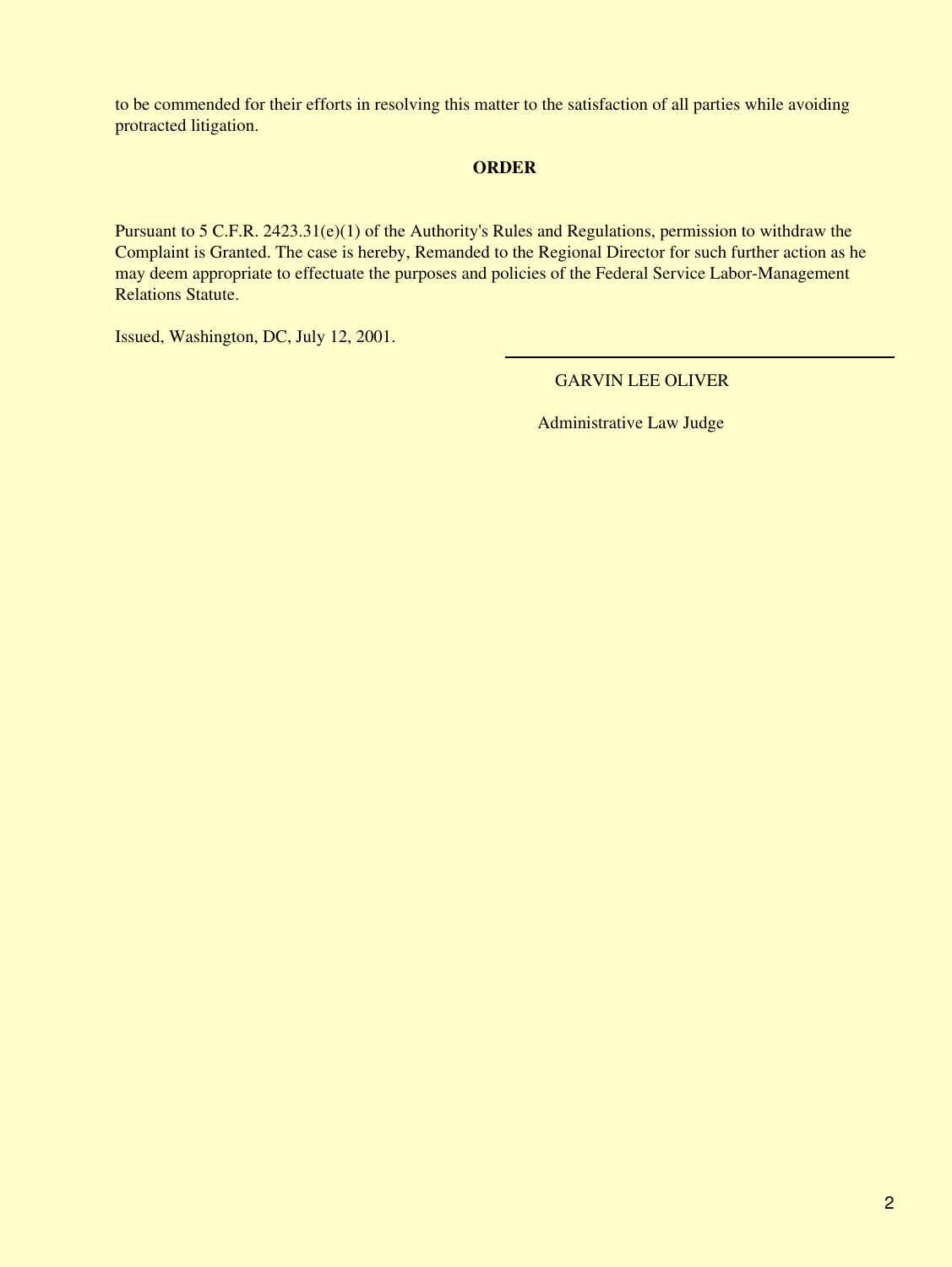to be commended for their efforts in resolving this matter to the satisfaction of all parties while avoiding protracted litigation.

## ORDER

Pursuant to 5 C.F.R. 2423.31(e)(1) of the Authority's Rules and Regulations, permission to withdraw the Complaint is Granted. The case is hereby, Remanded to the Regional Director for such further action as he may deem appropriate to effectuate the purposes and policies of the Federal Service Labor-Management Relations Statute.

Issued, Washington, DC, July 12, 2001.

GARVIN LEE OLIVER

Administrative Law Judge